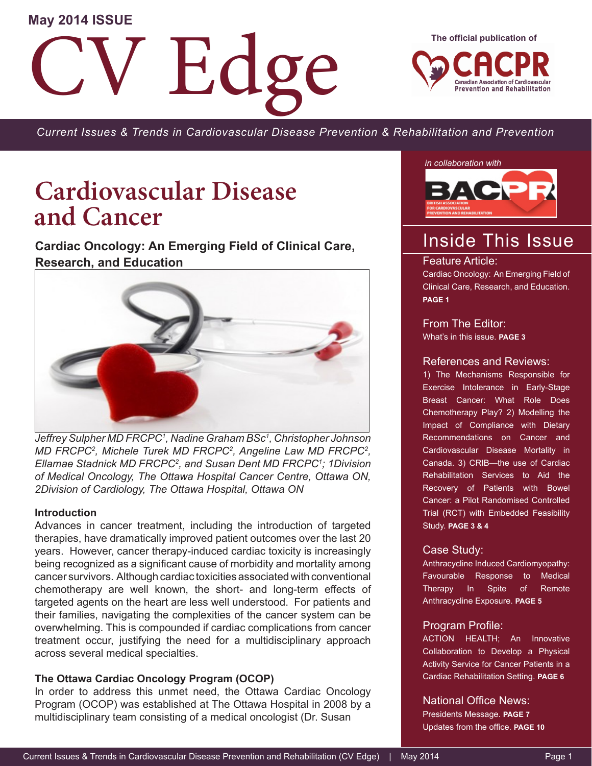May 2014 ISSUE

# CV Edge

The official publication of CACPR — Canadian Association of Cardiovascular Prevention and Rehabilitation

*Current Issues & Trends in Cardiovascular Disease Prevention & Rehabilitation and Prevention*

*in collaboration with* BACPR — British Association for Cardiovascular Prevention and Rehabilitation

# Cardiovascular Disease and Cancer

## Cardiac Oncology: An Emerging Field of Clinical Care, Research, and Education

*Jeffrey Sulpher MD FRCPC[1], Nadine Graham BSc[1], Christopher Johnson MD FRCPC[2], Michele Turek MD FRCPC[2], Angeline Law MD FRCPC[2], Ellamae Stadnick MD FRCPC[2], and Susan Dent MD FRCPC[1]; 1Division of Medical Oncology, The Ottawa Hospital Cancer Centre, Ottawa ON, 2Division of Cardiology, The Ottawa Hospital, Ottawa ON*

### Introduction

Advances in cancer treatment, including the introduction of targeted therapies, have dramatically improved patient outcomes over the last 20 years. However, cancer therapy-induced cardiac toxicity is increasingly being recognized as a significant cause of morbidity and mortality among cancer survivors. Although cardiac toxicities associated with conventional chemotherapy are well known, the short- and long-term effects of targeted agents on the heart are less well understood. For patients and their families, navigating the complexities of the cancer system can be overwhelming. This is compounded if cardiac complications from cancer treatment occur, justifying the need for a multidisciplinary approach across several medical specialties.

### The Ottawa Cardiac Oncology Program (OCOP)

In order to address this unmet need, the Ottawa Cardiac Oncology Program (OCOP) was established at The Ottawa Hospital in 2008 by a multidisciplinary team consisting of a medical oncologist (Dr. Susan

## Inside This Issue

**Feature Article:**
Cardiac Oncology: An Emerging Field of Clinical Care, Research, and Education. **PAGE 1**

**From The Editor:**
What's in this issue. **PAGE 3**

**References and Reviews:**
1) The Mechanisms Responsible for Exercise Intolerance in Early-Stage Breast Cancer: What Role Does Chemotherapy Play? 2) Modelling the Impact of Compliance with Dietary Recommendations on Cancer and Cardiovascular Disease Mortality in Canada. 3) CRIB—the use of Cardiac Rehabilitation Services to Aid the Recovery of Patients with Bowel Cancer: a Pilot Randomised Controlled Trial (RCT) with Embedded Feasibility Study. **PAGE 3 & 4**

**Case Study:**
Anthracycline Induced Cardiomyopathy: Favourable Response to Medical Therapy In Spite of Remote Anthracycline Exposure. **PAGE 5**

**Program Profile:**
ACTION HEALTH; An Innovative Collaboration to Develop a Physical Activity Service for Cancer Patients in a Cardiac Rehabilitation Setting. **PAGE 6**

**National Office News:**
Presidents Message. **PAGE 7**
Updates from the office. **PAGE 10**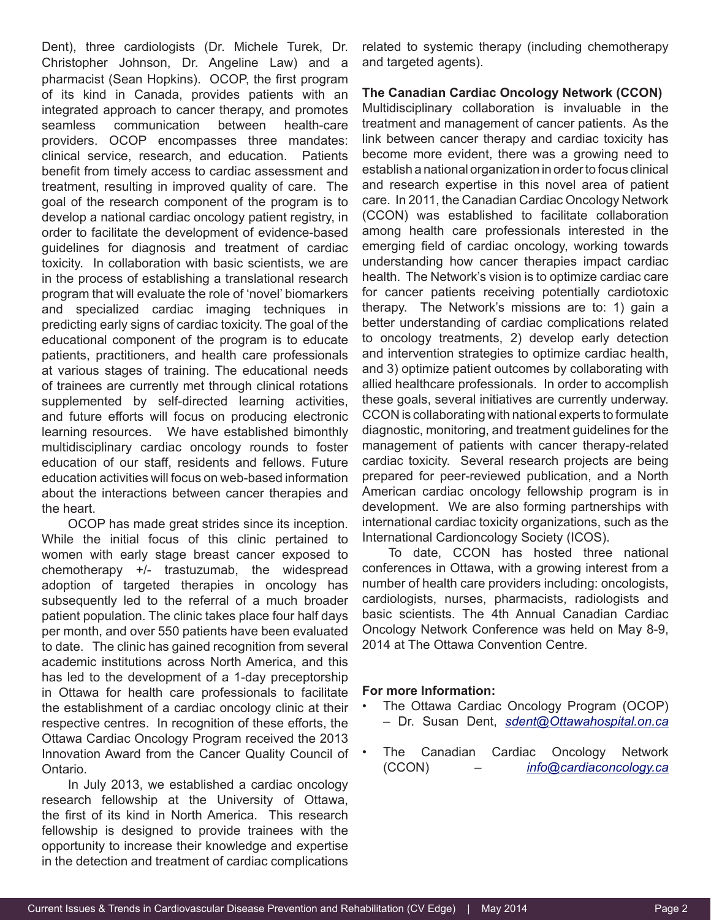Dent), three cardiologists (Dr. Michele Turek, Dr. Christopher Johnson, Dr. Angeline Law) and a pharmacist (Sean Hopkins). OCOP, the first program of its kind in Canada, provides patients with an integrated approach to cancer therapy, and promotes seamless communication between health-care providers. OCOP encompasses three mandates: clinical service, research, and education. Patients benefit from timely access to cardiac assessment and treatment, resulting in improved quality of care. The goal of the research component of the program is to develop a national cardiac oncology patient registry, in order to facilitate the development of evidence-based guidelines for diagnosis and treatment of cardiac toxicity. In collaboration with basic scientists, we are in the process of establishing a translational research program that will evaluate the role of 'novel' biomarkers and specialized cardiac imaging techniques in predicting early signs of cardiac toxicity. The goal of the educational component of the program is to educate patients, practitioners, and health care professionals at various stages of training. The educational needs of trainees are currently met through clinical rotations supplemented by self-directed learning activities, and future efforts will focus on producing electronic learning resources. We have established bimonthly multidisciplinary cardiac oncology rounds to foster education of our staff, residents and fellows. Future education activities will focus on web-based information about the interactions between cancer therapies and the heart.

OCOP has made great strides since its inception. While the initial focus of this clinic pertained to women with early stage breast cancer exposed to chemotherapy +/- trastuzumab, the widespread adoption of targeted therapies in oncology has subsequently led to the referral of a much broader patient population. The clinic takes place four half days per month, and over 550 patients have been evaluated to date. The clinic has gained recognition from several academic institutions across North America, and this has led to the development of a 1-day preceptorship in Ottawa for health care professionals to facilitate the establishment of a cardiac oncology clinic at their respective centres. In recognition of these efforts, the Ottawa Cardiac Oncology Program received the 2013 Innovation Award from the Cancer Quality Council of Ontario.

In July 2013, we established a cardiac oncology research fellowship at the University of Ottawa, the first of its kind in North America. This research fellowship is designed to provide trainees with the opportunity to increase their knowledge and expertise in the detection and treatment of cardiac complications related to systemic therapy (including chemotherapy and targeted agents).

**The Canadian Cardiac Oncology Network (CCON)**

Multidisciplinary collaboration is invaluable in the treatment and management of cancer patients. As the link between cancer therapy and cardiac toxicity has become more evident, there was a growing need to establish a national organization in order to focus clinical and research expertise in this novel area of patient care. In 2011, the Canadian Cardiac Oncology Network (CCON) was established to facilitate collaboration among health care professionals interested in the emerging field of cardiac oncology, working towards understanding how cancer therapies impact cardiac health. The Network's vision is to optimize cardiac care for cancer patients receiving potentially cardiotoxic therapy. The Network's missions are to: 1) gain a better understanding of cardiac complications related to oncology treatments, 2) develop early detection and intervention strategies to optimize cardiac health, and 3) optimize patient outcomes by collaborating with allied healthcare professionals. In order to accomplish these goals, several initiatives are currently underway. CCON is collaborating with national experts to formulate diagnostic, monitoring, and treatment guidelines for the management of patients with cancer therapy-related cardiac toxicity. Several research projects are being prepared for peer-reviewed publication, and a North American cardiac oncology fellowship program is in development. We are also forming partnerships with international cardiac toxicity organizations, such as the International Cardioncology Society (ICOS).

To date, CCON has hosted three national conferences in Ottawa, with a growing interest from a number of health care providers including: oncologists, cardiologists, nurses, pharmacists, radiologists and basic scientists. The 4th Annual Canadian Cardiac Oncology Network Conference was held on May 8-9, 2014 at The Ottawa Convention Centre.

**For more Information:**

- The Ottawa Cardiac Oncology Program (OCOP) – Dr. Susan Dent, *sdent@Ottawahospital.on.ca*
- The Canadian Cardiac Oncology Network (CCON) – *info@cardiaconcology.ca*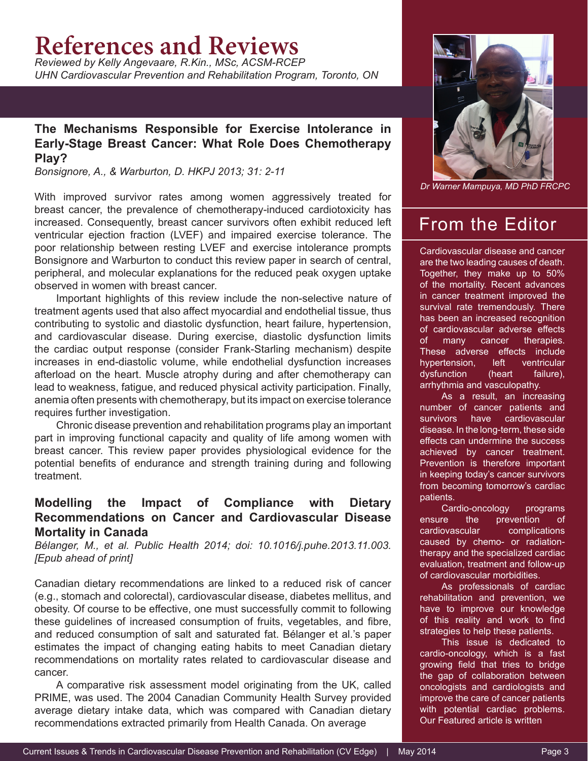# References and Reviews

*Reviewed by Kelly Angevaare, R.Kin., MSc, ACSM-RCEP*
*UHN Cardiovascular Prevention and Rehabilitation Program, Toronto, ON*

### The Mechanisms Responsible for Exercise Intolerance in Early-Stage Breast Cancer: What Role Does Chemotherapy Play?

*Bonsignore, A., & Warburton, D. HKPJ 2013; 31: 2-11*

With improved survivor rates among women aggressively treated for breast cancer, the prevalence of chemotherapy-induced cardiotoxicity has increased. Consequently, breast cancer survivors often exhibit reduced left ventricular ejection fraction (LVEF) and impaired exercise tolerance. The poor relationship between resting LVEF and exercise intolerance prompts Bonsignore and Warburton to conduct this review paper in search of central, peripheral, and molecular explanations for the reduced peak oxygen uptake observed in women with breast cancer.

Important highlights of this review include the non-selective nature of treatment agents used that also affect myocardial and endothelial tissue, thus contributing to systolic and diastolic dysfunction, heart failure, hypertension, and cardiovascular disease. During exercise, diastolic dysfunction limits the cardiac output response (consider Frank-Starling mechanism) despite increases in end-diastolic volume, while endothelial dysfunction increases afterload on the heart. Muscle atrophy during and after chemotherapy can lead to weakness, fatigue, and reduced physical activity participation. Finally, anemia often presents with chemotherapy, but its impact on exercise tolerance requires further investigation.

Chronic disease prevention and rehabilitation programs play an important part in improving functional capacity and quality of life among women with breast cancer. This review paper provides physiological evidence for the potential benefits of endurance and strength training during and following treatment.

### Modelling the Impact of Compliance with Dietary Recommendations on Cancer and Cardiovascular Disease Mortality in Canada

*Bélanger, M., et al. Public Health 2014; doi: 10.1016/j.puhe.2013.11.003. [Epub ahead of print]*

Canadian dietary recommendations are linked to a reduced risk of cancer (e.g., stomach and colorectal), cardiovascular disease, diabetes mellitus, and obesity. Of course to be effective, one must successfully commit to following these guidelines of increased consumption of fruits, vegetables, and fibre, and reduced consumption of salt and saturated fat. Bélanger et al.'s paper estimates the impact of changing eating habits to meet Canadian dietary recommendations on mortality rates related to cardiovascular disease and cancer.

A comparative risk assessment model originating from the UK, called PRIME, was used. The 2004 Canadian Community Health Survey provided average dietary intake data, which was compared with Canadian dietary recommendations extracted primarily from Health Canada. On average

*Dr Warner Mampuya, MD PhD FRCPC*

## From the Editor

Cardiovascular disease and cancer are the two leading causes of death. Together, they make up to 50% of the mortality. Recent advances in cancer treatment improved the survival rate tremendously. There has been an increased recognition of cardiovascular adverse effects of many cancer therapies. These adverse effects include hypertension, left ventricular dysfunction (heart failure), arrhythmia and vasculopathy.

As a result, an increasing number of cancer patients and survivors have cardiovascular disease. In the long-term, these side effects can undermine the success achieved by cancer treatment. Prevention is therefore important in keeping today's cancer survivors from becoming tomorrow's cardiac patients.

Cardio-oncology programs ensure the prevention of cardiovascular complications caused by chemo- or radiation-therapy and the specialized cardiac evaluation, treatment and follow-up of cardiovascular morbidities.

As professionals of cardiac rehabilitation and prevention, we have to improve our knowledge of this reality and work to find strategies to help these patients.

This issue is dedicated to cardio-oncology, which is a fast growing field that tries to bridge the gap of collaboration between oncologists and cardiologists and improve the care of cancer patients with potential cardiac problems. Our Featured article is written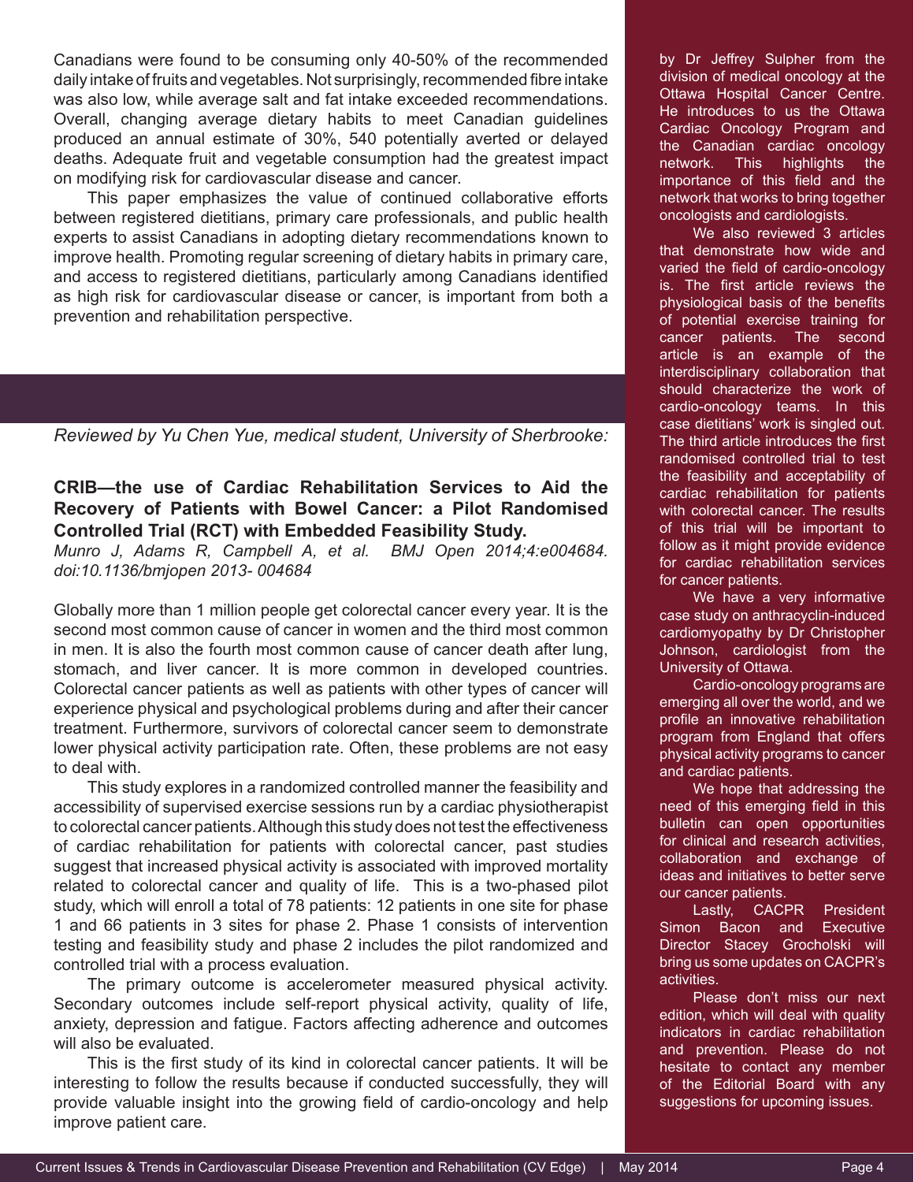Canadians were found to be consuming only 40-50% of the recommended daily intake of fruits and vegetables. Not surprisingly, recommended fibre intake was also low, while average salt and fat intake exceeded recommendations. Overall, changing average dietary habits to meet Canadian guidelines produced an annual estimate of 30%, 540 potentially averted or delayed deaths. Adequate fruit and vegetable consumption had the greatest impact on modifying risk for cardiovascular disease and cancer.

This paper emphasizes the value of continued collaborative efforts between registered dietitians, primary care professionals, and public health experts to assist Canadians in adopting dietary recommendations known to improve health. Promoting regular screening of dietary habits in primary care, and access to registered dietitians, particularly among Canadians identified as high risk for cardiovascular disease or cancer, is important from both a prevention and rehabilitation perspective.

*Reviewed by Yu Chen Yue, medical student, University of Sherbrooke:*

**CRIB—the use of Cardiac Rehabilitation Services to Aid the Recovery of Patients with Bowel Cancer: a Pilot Randomised Controlled Trial (RCT) with Embedded Feasibility Study.**

*Munro J, Adams R, Campbell A, et al. BMJ Open 2014;4:e004684. doi:10.1136/bmjopen 2013- 004684*

Globally more than 1 million people get colorectal cancer every year. It is the second most common cause of cancer in women and the third most common in men. It is also the fourth most common cause of cancer death after lung, stomach, and liver cancer. It is more common in developed countries. Colorectal cancer patients as well as patients with other types of cancer will experience physical and psychological problems during and after their cancer treatment. Furthermore, survivors of colorectal cancer seem to demonstrate lower physical activity participation rate. Often, these problems are not easy to deal with.

This study explores in a randomized controlled manner the feasibility and accessibility of supervised exercise sessions run by a cardiac physiotherapist to colorectal cancer patients. Although this study does not test the effectiveness of cardiac rehabilitation for patients with colorectal cancer, past studies suggest that increased physical activity is associated with improved mortality related to colorectal cancer and quality of life. This is a two-phased pilot study, which will enroll a total of 78 patients: 12 patients in one site for phase 1 and 66 patients in 3 sites for phase 2. Phase 1 consists of intervention testing and feasibility study and phase 2 includes the pilot randomized and controlled trial with a process evaluation.

The primary outcome is accelerometer measured physical activity. Secondary outcomes include self-report physical activity, quality of life, anxiety, depression and fatigue. Factors affecting adherence and outcomes will also be evaluated.

This is the first study of its kind in colorectal cancer patients. It will be interesting to follow the results because if conducted successfully, they will provide valuable insight into the growing field of cardio-oncology and help improve patient care.

by Dr Jeffrey Sulpher from the division of medical oncology at the Ottawa Hospital Cancer Centre. He introduces to us the Ottawa Cardiac Oncology Program and the Canadian cardiac oncology network. This highlights the importance of this field and the network that works to bring together oncologists and cardiologists.

We also reviewed 3 articles that demonstrate how wide and varied the field of cardio-oncology is. The first article reviews the physiological basis of the benefits of potential exercise training for cancer patients. The second article is an example of the interdisciplinary collaboration that should characterize the work of cardio-oncology teams. In this case dietitians' work is singled out. The third article introduces the first randomised controlled trial to test the feasibility and acceptability of cardiac rehabilitation for patients with colorectal cancer. The results of this trial will be important to follow as it might provide evidence for cardiac rehabilitation services for cancer patients.

We have a very informative case study on anthracyclin-induced cardiomyopathy by Dr Christopher Johnson, cardiologist from the University of Ottawa.

Cardio-oncology programs are emerging all over the world, and we profile an innovative rehabilitation program from England that offers physical activity programs to cancer and cardiac patients.

We hope that addressing the need of this emerging field in this bulletin can open opportunities for clinical and research activities, collaboration and exchange of ideas and initiatives to better serve our cancer patients.

Lastly, CACPR President Simon Bacon and Executive Director Stacey Grocholski will bring us some updates on CACPR's activities.

Please don't miss our next edition, which will deal with quality indicators in cardiac rehabilitation and prevention. Please do not hesitate to contact any member of the Editorial Board with any suggestions for upcoming issues.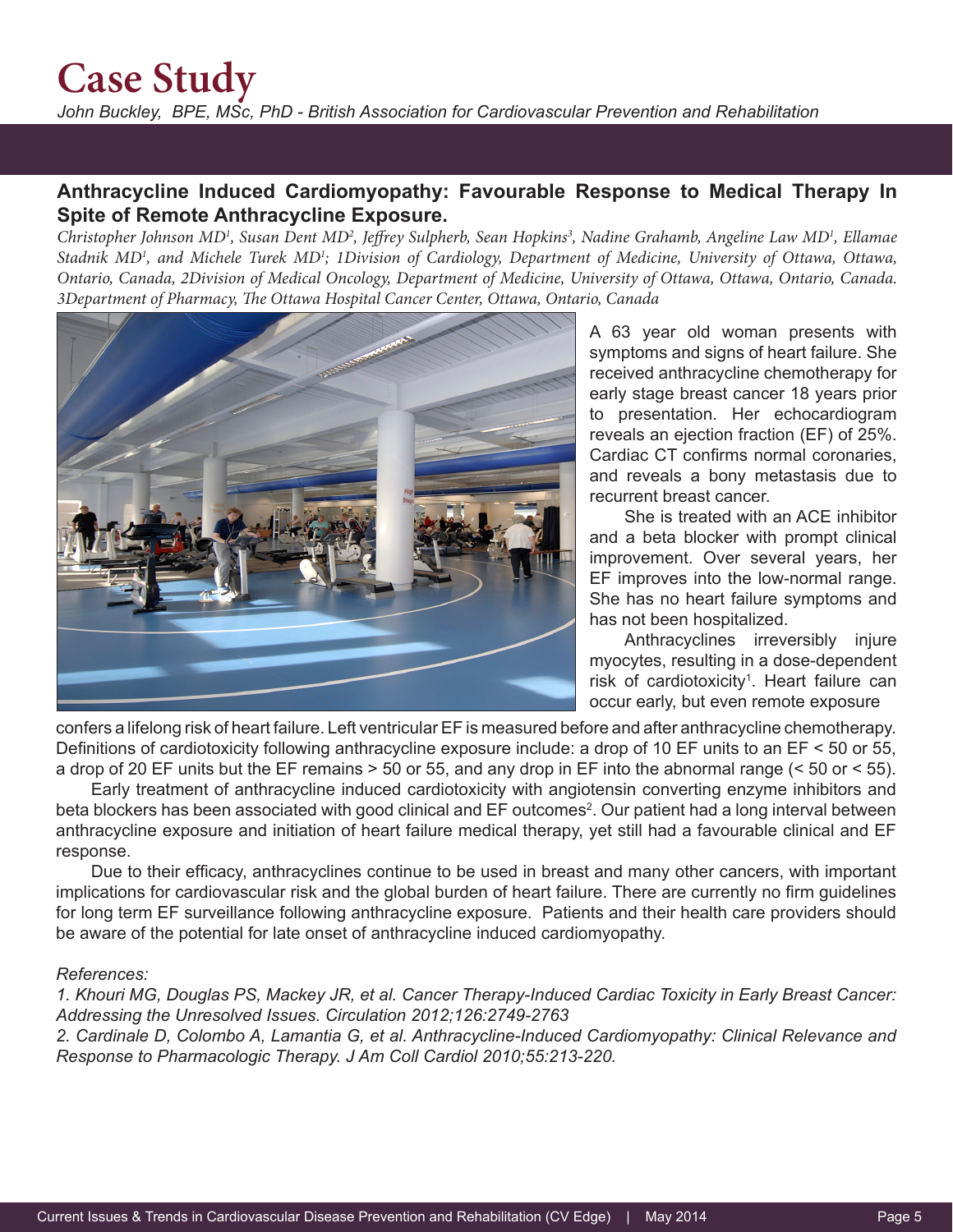# Case Study

*John Buckley, BPE, MSc, PhD - British Association for Cardiovascular Prevention and Rehabilitation*

## Anthracycline Induced Cardiomyopathy: Favourable Response to Medical Therapy In Spite of Remote Anthracycline Exposure.

*Christopher Johnson MD[1], Susan Dent MD[2], Jeffrey Sulpherb, Sean Hopkins[3], Nadine Grahamb, Angeline Law MD[1], Ellamae Stadnik MD[1], and Michele Turek MD[1]; 1Division of Cardiology, Department of Medicine, University of Ottawa, Ottawa, Ontario, Canada, 2Division of Medical Oncology, Department of Medicine, University of Ottawa, Ottawa, Ontario, Canada. 3Department of Pharmacy, The Ottawa Hospital Cancer Center, Ottawa, Ontario, Canada*

A 63 year old woman presents with symptoms and signs of heart failure. She received anthracycline chemotherapy for early stage breast cancer 18 years prior to presentation. Her echocardiogram reveals an ejection fraction (EF) of 25%. Cardiac CT confirms normal coronaries, and reveals a bony metastasis due to recurrent breast cancer.

She is treated with an ACE inhibitor and a beta blocker with prompt clinical improvement. Over several years, her EF improves into the low-normal range. She has no heart failure symptoms and has not been hospitalized.

Anthracyclines irreversibly injure myocytes, resulting in a dose-dependent risk of cardiotoxicity[1]. Heart failure can occur early, but even remote exposure confers a lifelong risk of heart failure. Left ventricular EF is measured before and after anthracycline chemotherapy. Definitions of cardiotoxicity following anthracycline exposure include: a drop of 10 EF units to an EF < 50 or 55, a drop of 20 EF units but the EF remains > 50 or 55, and any drop in EF into the abnormal range (< 50 or < 55).

Early treatment of anthracycline induced cardiotoxicity with angiotensin converting enzyme inhibitors and beta blockers has been associated with good clinical and EF outcomes[2]. Our patient had a long interval between anthracycline exposure and initiation of heart failure medical therapy, yet still had a favourable clinical and EF response.

Due to their efficacy, anthracyclines continue to be used in breast and many other cancers, with important implications for cardiovascular risk and the global burden of heart failure. There are currently no firm guidelines for long term EF surveillance following anthracycline exposure. Patients and their health care providers should be aware of the potential for late onset of anthracycline induced cardiomyopathy.

*References:*

*1. Khouri MG, Douglas PS, Mackey JR, et al. Cancer Therapy-Induced Cardiac Toxicity in Early Breast Cancer: Addressing the Unresolved Issues. Circulation 2012;126:2749-2763*

*2. Cardinale D, Colombo A, Lamantia G, et al. Anthracycline-Induced Cardiomyopathy: Clinical Relevance and Response to Pharmacologic Therapy. J Am Coll Cardiol 2010;55:213-220.*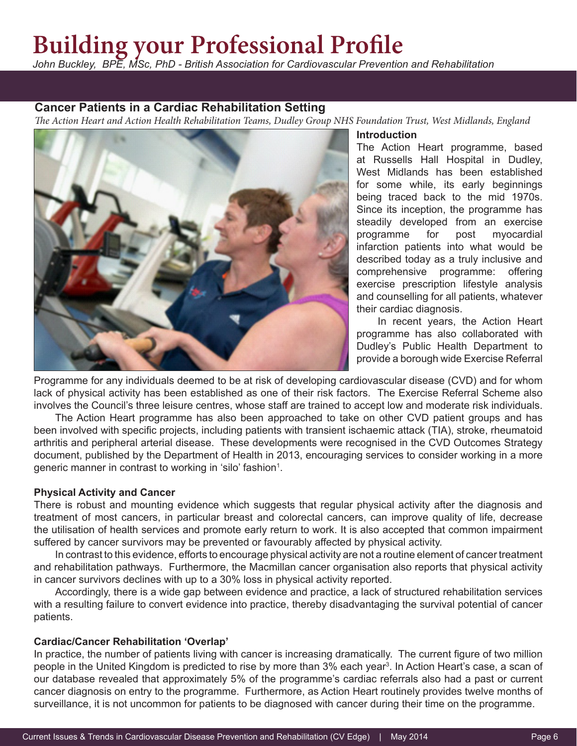# Building your Professional Profile

*John Buckley, BPE, MSc, PhD - British Association for Cardiovascular Prevention and Rehabilitation*

## Cancer Patients in a Cardiac Rehabilitation Setting

*The Action Heart and Action Health Rehabilitation Teams, Dudley Group NHS Foundation Trust, West Midlands, England*

### Introduction

The Action Heart programme, based at Russells Hall Hospital in Dudley, West Midlands has been established for some while, its early beginnings being traced back to the mid 1970s. Since its inception, the programme has steadily developed from an exercise programme for post myocardial infarction patients into what would be described today as a truly inclusive and comprehensive programme: offering exercise prescription lifestyle analysis and counselling for all patients, whatever their cardiac diagnosis.

In recent years, the Action Heart programme has also collaborated with Dudley's Public Health Department to provide a borough wide Exercise Referral Programme for any individuals deemed to be at risk of developing cardiovascular disease (CVD) and for whom lack of physical activity has been established as one of their risk factors. The Exercise Referral Scheme also involves the Council's three leisure centres, whose staff are trained to accept low and moderate risk individuals.

The Action Heart programme has also been approached to take on other CVD patient groups and has been involved with specific projects, including patients with transient ischaemic attack (TIA), stroke, rheumatoid arthritis and peripheral arterial disease. These developments were recognised in the CVD Outcomes Strategy document, published by the Department of Health in 2013, encouraging services to consider working in a more generic manner in contrast to working in 'silo' fashion[1].

### Physical Activity and Cancer

There is robust and mounting evidence which suggests that regular physical activity after the diagnosis and treatment of most cancers, in particular breast and colorectal cancers, can improve quality of life, decrease the utilisation of health services and promote early return to work. It is also accepted that common impairment suffered by cancer survivors may be prevented or favourably affected by physical activity.

In contrast to this evidence, efforts to encourage physical activity are not a routine element of cancer treatment and rehabilitation pathways. Furthermore, the Macmillan cancer organisation also reports that physical activity in cancer survivors declines with up to a 30% loss in physical activity reported.

Accordingly, there is a wide gap between evidence and practice, a lack of structured rehabilitation services with a resulting failure to convert evidence into practice, thereby disadvantaging the survival potential of cancer patients.

### Cardiac/Cancer Rehabilitation 'Overlap'

In practice, the number of patients living with cancer is increasing dramatically. The current figure of two million people in the United Kingdom is predicted to rise by more than 3% each year[3]. In Action Heart's case, a scan of our database revealed that approximately 5% of the programme's cardiac referrals also had a past or current cancer diagnosis on entry to the programme. Furthermore, as Action Heart routinely provides twelve months of surveillance, it is not uncommon for patients to be diagnosed with cancer during their time on the programme.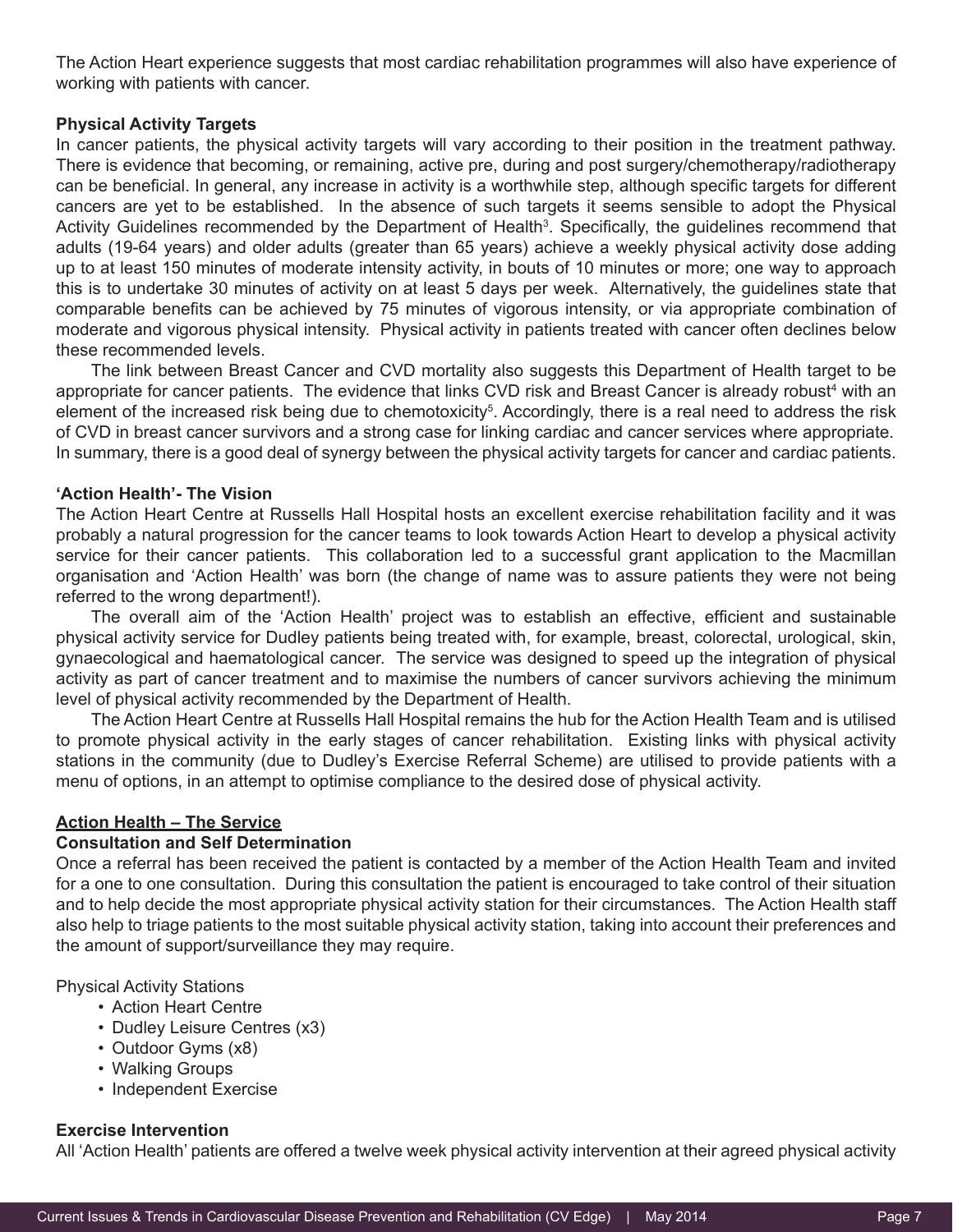The Action Heart experience suggests that most cardiac rehabilitation programmes will also have experience of working with patients with cancer.

**Physical Activity Targets**

In cancer patients, the physical activity targets will vary according to their position in the treatment pathway. There is evidence that becoming, or remaining, active pre, during and post surgery/chemotherapy/radiotherapy can be beneficial. In general, any increase in activity is a worthwhile step, although specific targets for different cancers are yet to be established. In the absence of such targets it seems sensible to adopt the Physical Activity Guidelines recommended by the Department of Health[3]. Specifically, the guidelines recommend that adults (19-64 years) and older adults (greater than 65 years) achieve a weekly physical activity dose adding up to at least 150 minutes of moderate intensity activity, in bouts of 10 minutes or more; one way to approach this is to undertake 30 minutes of activity on at least 5 days per week. Alternatively, the guidelines state that comparable benefits can be achieved by 75 minutes of vigorous intensity, or via appropriate combination of moderate and vigorous physical intensity. Physical activity in patients treated with cancer often declines below these recommended levels.

The link between Breast Cancer and CVD mortality also suggests this Department of Health target to be appropriate for cancer patients. The evidence that links CVD risk and Breast Cancer is already robust[4] with an element of the increased risk being due to chemotoxicity[5]. Accordingly, there is a real need to address the risk of CVD in breast cancer survivors and a strong case for linking cardiac and cancer services where appropriate. In summary, there is a good deal of synergy between the physical activity targets for cancer and cardiac patients.

**'Action Health'- The Vision**

The Action Heart Centre at Russells Hall Hospital hosts an excellent exercise rehabilitation facility and it was probably a natural progression for the cancer teams to look towards Action Heart to develop a physical activity service for their cancer patients. This collaboration led to a successful grant application to the Macmillan organisation and 'Action Health' was born (the change of name was to assure patients they were not being referred to the wrong department!).

The overall aim of the 'Action Health' project was to establish an effective, efficient and sustainable physical activity service for Dudley patients being treated with, for example, breast, colorectal, urological, skin, gynaecological and haematological cancer. The service was designed to speed up the integration of physical activity as part of cancer treatment and to maximise the numbers of cancer survivors achieving the minimum level of physical activity recommended by the Department of Health.

The Action Heart Centre at Russells Hall Hospital remains the hub for the Action Health Team and is utilised to promote physical activity in the early stages of cancer rehabilitation. Existing links with physical activity stations in the community (due to Dudley's Exercise Referral Scheme) are utilised to provide patients with a menu of options, in an attempt to optimise compliance to the desired dose of physical activity.

## Action Health – The Service

**Consultation and Self Determination**

Once a referral has been received the patient is contacted by a member of the Action Health Team and invited for a one to one consultation. During this consultation the patient is encouraged to take control of their situation and to help decide the most appropriate physical activity station for their circumstances. The Action Health staff also help to triage patients to the most suitable physical activity station, taking into account their preferences and the amount of support/surveillance they may require.

Physical Activity Stations

- Action Heart Centre
- Dudley Leisure Centres (x3)
- Outdoor Gyms (x8)
- Walking Groups
- Independent Exercise

**Exercise Intervention**

All 'Action Health' patients are offered a twelve week physical activity intervention at their agreed physical activity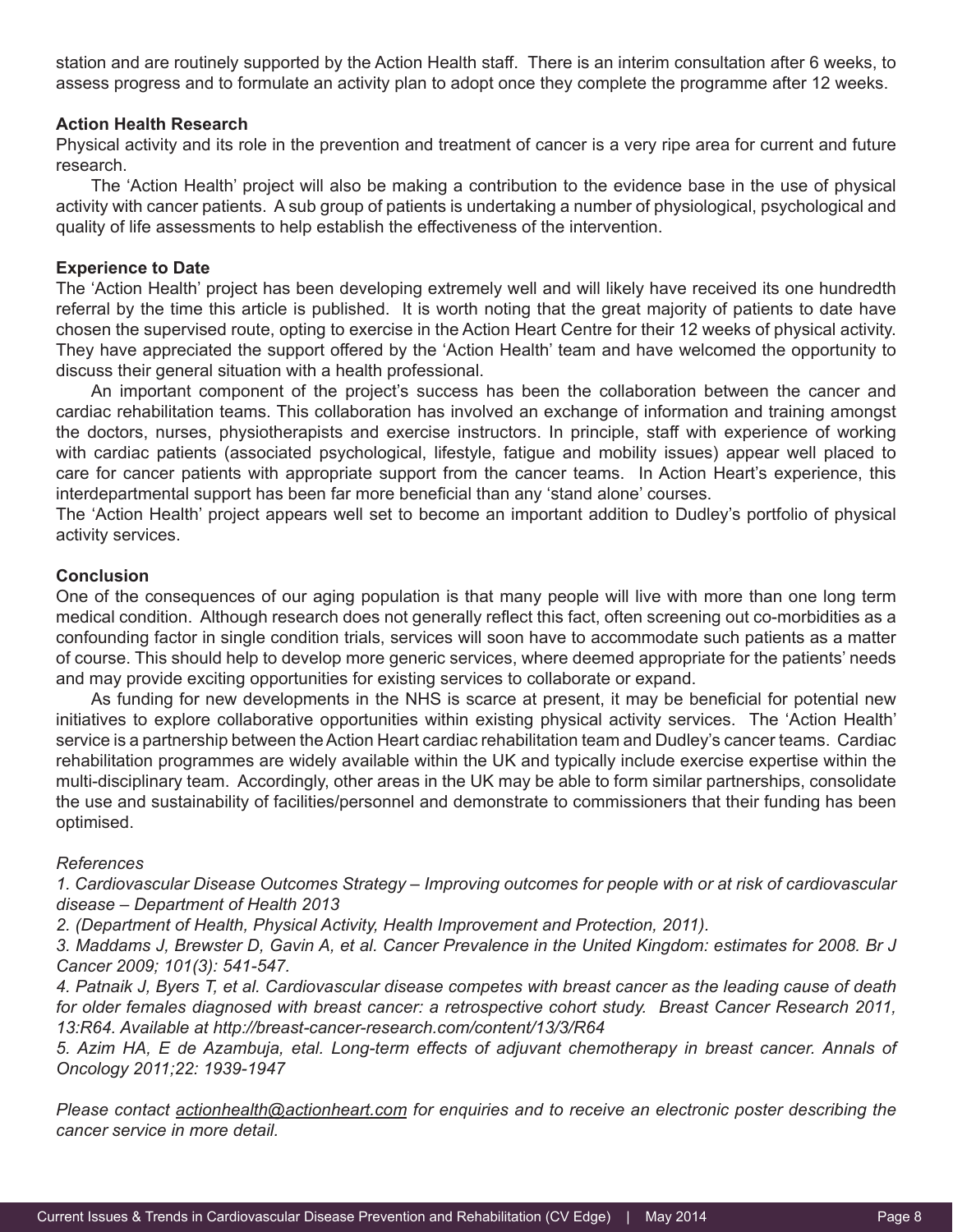station and are routinely supported by the Action Health staff. There is an interim consultation after 6 weeks, to assess progress and to formulate an activity plan to adopt once they complete the programme after 12 weeks.

**Action Health Research**

Physical activity and its role in the prevention and treatment of cancer is a very ripe area for current and future research.

The 'Action Health' project will also be making a contribution to the evidence base in the use of physical activity with cancer patients. A sub group of patients is undertaking a number of physiological, psychological and quality of life assessments to help establish the effectiveness of the intervention.

**Experience to Date**

The 'Action Health' project has been developing extremely well and will likely have received its one hundredth referral by the time this article is published. It is worth noting that the great majority of patients to date have chosen the supervised route, opting to exercise in the Action Heart Centre for their 12 weeks of physical activity. They have appreciated the support offered by the 'Action Health' team and have welcomed the opportunity to discuss their general situation with a health professional.

An important component of the project's success has been the collaboration between the cancer and cardiac rehabilitation teams. This collaboration has involved an exchange of information and training amongst the doctors, nurses, physiotherapists and exercise instructors. In principle, staff with experience of working with cardiac patients (associated psychological, lifestyle, fatigue and mobility issues) appear well placed to care for cancer patients with appropriate support from the cancer teams. In Action Heart's experience, this interdepartmental support has been far more beneficial than any 'stand alone' courses.

The 'Action Health' project appears well set to become an important addition to Dudley's portfolio of physical activity services.

**Conclusion**

One of the consequences of our aging population is that many people will live with more than one long term medical condition. Although research does not generally reflect this fact, often screening out co-morbidities as a confounding factor in single condition trials, services will soon have to accommodate such patients as a matter of course. This should help to develop more generic services, where deemed appropriate for the patients' needs and may provide exciting opportunities for existing services to collaborate or expand.

As funding for new developments in the NHS is scarce at present, it may be beneficial for potential new initiatives to explore collaborative opportunities within existing physical activity services. The 'Action Health' service is a partnership between the Action Heart cardiac rehabilitation team and Dudley's cancer teams. Cardiac rehabilitation programmes are widely available within the UK and typically include exercise expertise within the multi-disciplinary team. Accordingly, other areas in the UK may be able to form similar partnerships, consolidate the use and sustainability of facilities/personnel and demonstrate to commissioners that their funding has been optimised.

*References*

*1. Cardiovascular Disease Outcomes Strategy – Improving outcomes for people with or at risk of cardiovascular disease – Department of Health 2013*

*2. (Department of Health, Physical Activity, Health Improvement and Protection, 2011).*

*3. Maddams J, Brewster D, Gavin A, et al. Cancer Prevalence in the United Kingdom: estimates for 2008. Br J Cancer 2009; 101(3): 541-547.*

*4. Patnaik J, Byers T, et al. Cardiovascular disease competes with breast cancer as the leading cause of death for older females diagnosed with breast cancer: a retrospective cohort study. Breast Cancer Research 2011, 13:R64. Available at http://breast-cancer-research.com/content/13/3/R64*

*5. Azim HA, E de Azambuja, etal. Long-term effects of adjuvant chemotherapy in breast cancer. Annals of Oncology 2011;22: 1939-1947*

*Please contact actionhealth@actionheart.com for enquiries and to receive an electronic poster describing the cancer service in more detail.*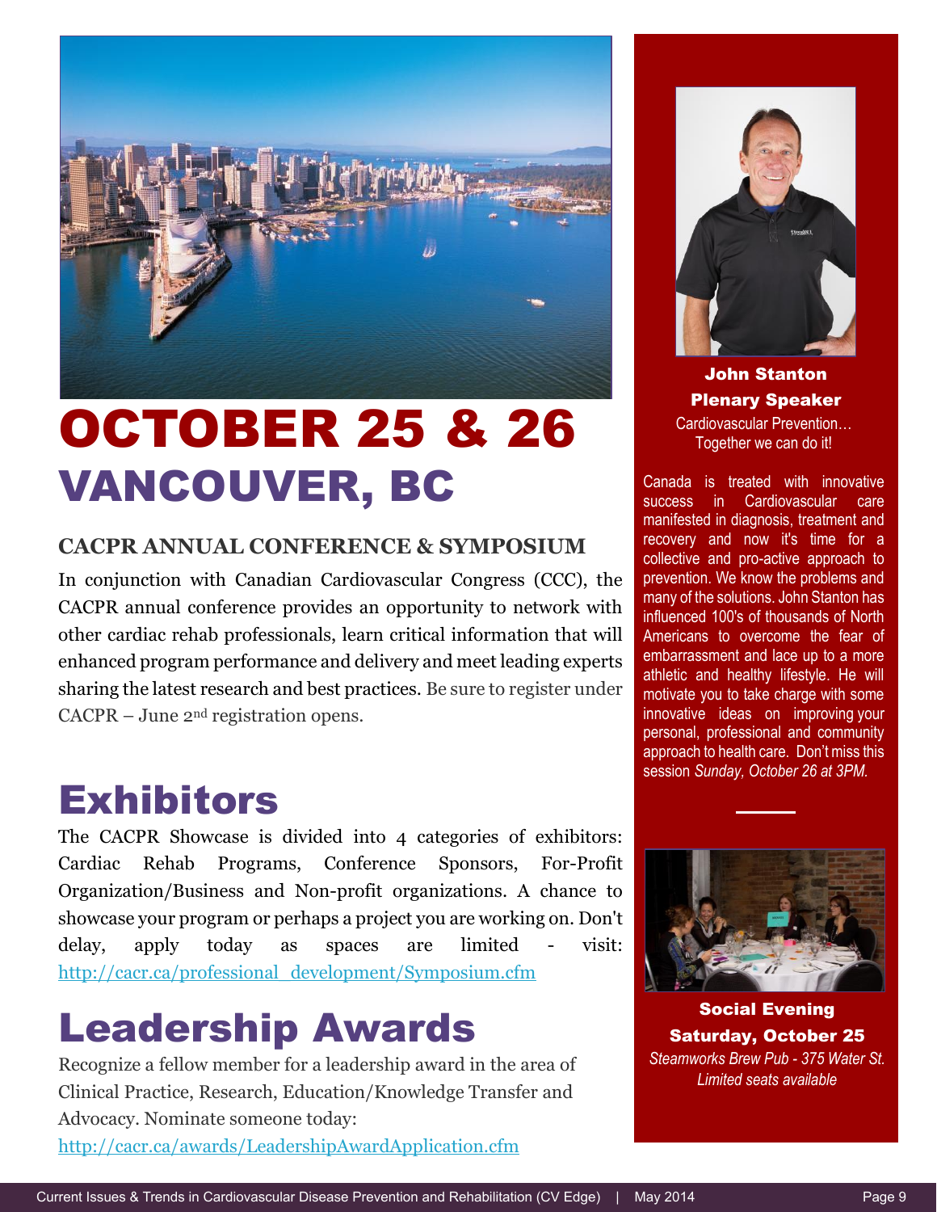# OCTOBER 25 & 26

## VANCOUVER, BC

### CACPR ANNUAL CONFERENCE & SYMPOSIUM

In conjunction with Canadian Cardiovascular Congress (CCC), the CACPR annual conference provides an opportunity to network with other cardiac rehab professionals, learn critical information that will enhanced program performance and delivery and meet leading experts sharing the latest research and best practices. Be sure to register under CACPR – June 2nd registration opens.

## Exhibitors

The CACPR Showcase is divided into 4 categories of exhibitors: Cardiac Rehab Programs, Conference Sponsors, For-Profit Organization/Business and Non-profit organizations. A chance to showcase your program or perhaps a project you are working on. Don't delay, apply today as spaces are limited - visit: http://cacr.ca/professional_development/Symposium.cfm

## Leadership Awards

Recognize a fellow member for a leadership award in the area of Clinical Practice, Research, Education/Knowledge Transfer and Advocacy. Nominate someone today: http://cacr.ca/awards/LeadershipAwardApplication.cfm

**John Stanton**
**Plenary Speaker**

Cardiovascular Prevention… Together we can do it!

Canada is treated with innovative success in Cardiovascular care manifested in diagnosis, treatment and recovery and now it's time for a collective and pro-active approach to prevention. We know the problems and many of the solutions. John Stanton has influenced 100's of thousands of North Americans to overcome the fear of embarrassment and lace up to a more athletic and healthy lifestyle. He will motivate you to take charge with some innovative ideas on improving your personal, professional and community approach to health care. Don't miss this session *Sunday, October 26 at 3PM.*

**Social Evening**
**Saturday, October 25**

*Steamworks Brew Pub - 375 Water St.*
*Limited seats available*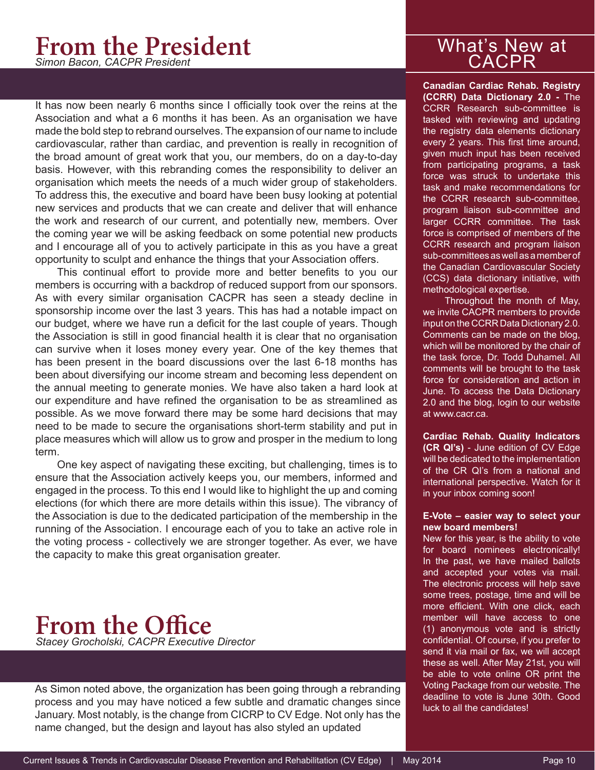# From the President

*Simon Bacon, CACPR President*

It has now been nearly 6 months since I officially took over the reins at the Association and what a 6 months it has been. As an organisation we have made the bold step to rebrand ourselves. The expansion of our name to include cardiovascular, rather than cardiac, and prevention is really in recognition of the broad amount of great work that you, our members, do on a day-to-day basis. However, with this rebranding comes the responsibility to deliver an organisation which meets the needs of a much wider group of stakeholders. To address this, the executive and board have been busy looking at potential new services and products that we can create and deliver that will enhance the work and research of our current, and potentially new, members. Over the coming year we will be asking feedback on some potential new products and I encourage all of you to actively participate in this as you have a great opportunity to sculpt and enhance the things that your Association offers.

This continual effort to provide more and better benefits to you our members is occurring with a backdrop of reduced support from our sponsors. As with every similar organisation CACPR has seen a steady decline in sponsorship income over the last 3 years. This has had a notable impact on our budget, where we have run a deficit for the last couple of years. Though the Association is still in good financial health it is clear that no organisation can survive when it loses money every year. One of the key themes that has been present in the board discussions over the last 6-18 months has been about diversifying our income stream and becoming less dependent on the annual meeting to generate monies. We have also taken a hard look at our expenditure and have refined the organisation to be as streamlined as possible. As we move forward there may be some hard decisions that may need to be made to secure the organisations short-term stability and put in place measures which will allow us to grow and prosper in the medium to long term.

One key aspect of navigating these exciting, but challenging, times is to ensure that the Association actively keeps you, our members, informed and engaged in the process. To this end I would like to highlight the up and coming elections (for which there are more details within this issue). The vibrancy of the Association is due to the dedicated participation of the membership in the running of the Association. I encourage each of you to take an active role in the voting process - collectively we are stronger together. As ever, we have the capacity to make this great organisation greater.

# From the Office

*Stacey Grocholski, CACPR Executive Director*

As Simon noted above, the organization has been going through a rebranding process and you may have noticed a few subtle and dramatic changes since January. Most notably, is the change from CICRP to CV Edge. Not only has the name changed, but the design and layout has also styled an updated

## What's New at CACPR

**Canadian Cardiac Rehab. Registry (CCRR) Data Dictionary 2.0 -** The CCRR Research sub-committee is tasked with reviewing and updating the registry data elements dictionary every 2 years. This first time around, given much input has been received from participating programs, a task force was struck to undertake this task and make recommendations for the CCRR research sub-committee, program liaison sub-committee and larger CCRR committee. The task force is comprised of members of the CCRR research and program liaison sub-committees as well as a member of the Canadian Cardiovascular Society (CCS) data dictionary initiative, with methodological expertise.

Throughout the month of May, we invite CACPR members to provide input on the CCRR Data Dictionary 2.0. Comments can be made on the blog, which will be monitored by the chair of the task force, Dr. Todd Duhamel. All comments will be brought to the task force for consideration and action in June. To access the Data Dictionary 2.0 and the blog, login to our website at www.cacr.ca.

**Cardiac Rehab. Quality Indicators (CR QI's)** - June edition of CV Edge will be dedicated to the implementation of the CR QI's from a national and international perspective. Watch for it in your inbox coming soon!

**E-Vote – easier way to select your new board members!**

New for this year, is the ability to vote for board nominees electronically! In the past, we have mailed ballots and accepted your votes via mail. The electronic process will help save some trees, postage, time and will be more efficient. With one click, each member will have access to one (1) anonymous vote and is strictly confidential. Of course, if you prefer to send it via mail or fax, we will accept these as well. After May 21st, you will be able to vote online OR print the Voting Package from our website. The deadline to vote is June 30th. Good luck to all the candidates!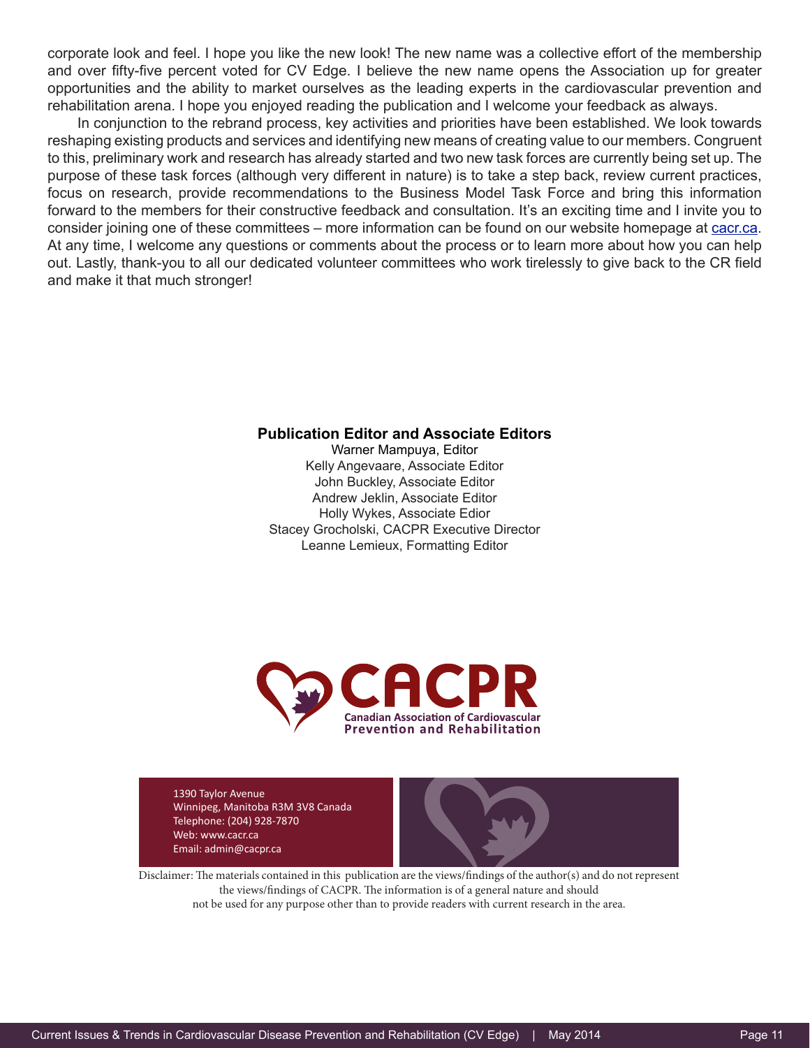corporate look and feel. I hope you like the new look! The new name was a collective effort of the membership and over fifty-five percent voted for CV Edge. I believe the new name opens the Association up for greater opportunities and the ability to market ourselves as the leading experts in the cardiovascular prevention and rehabilitation arena. I hope you enjoyed reading the publication and I welcome your feedback as always.

In conjunction to the rebrand process, key activities and priorities have been established. We look towards reshaping existing products and services and identifying new means of creating value to our members. Congruent to this, preliminary work and research has already started and two new task forces are currently being set up. The purpose of these task forces (although very different in nature) is to take a step back, review current practices, focus on research, provide recommendations to the Business Model Task Force and bring this information forward to the members for their constructive feedback and consultation. It's an exciting time and I invite you to consider joining one of these committees – more information can be found on our website homepage at cacr.ca. At any time, I welcome any questions or comments about the process or to learn more about how you can help out. Lastly, thank-you to all our dedicated volunteer committees who work tirelessly to give back to the CR field and make it that much stronger!

**Publication Editor and Associate Editors**

Warner Mampuya, Editor
Kelly Angevaare, Associate Editor
John Buckley, Associate Editor
Andrew Jeklin, Associate Editor
Holly Wykes, Associate Edior
Stacey Grocholski, CACPR Executive Director
Leanne Lemieux, Formatting Editor

CACPR
Canadian Association of Cardiovascular Prevention and Rehabilitation

1390 Taylor Avenue
Winnipeg, Manitoba R3M 3V8 Canada
Telephone: (204) 928-7870
Web: www.cacr.ca
Email: admin@cacpr.ca

Disclaimer: The materials contained in this publication are the views/findings of the author(s) and do not represent the views/findings of CACPR. The information is of a general nature and should not be used for any purpose other than to provide readers with current research in the area.